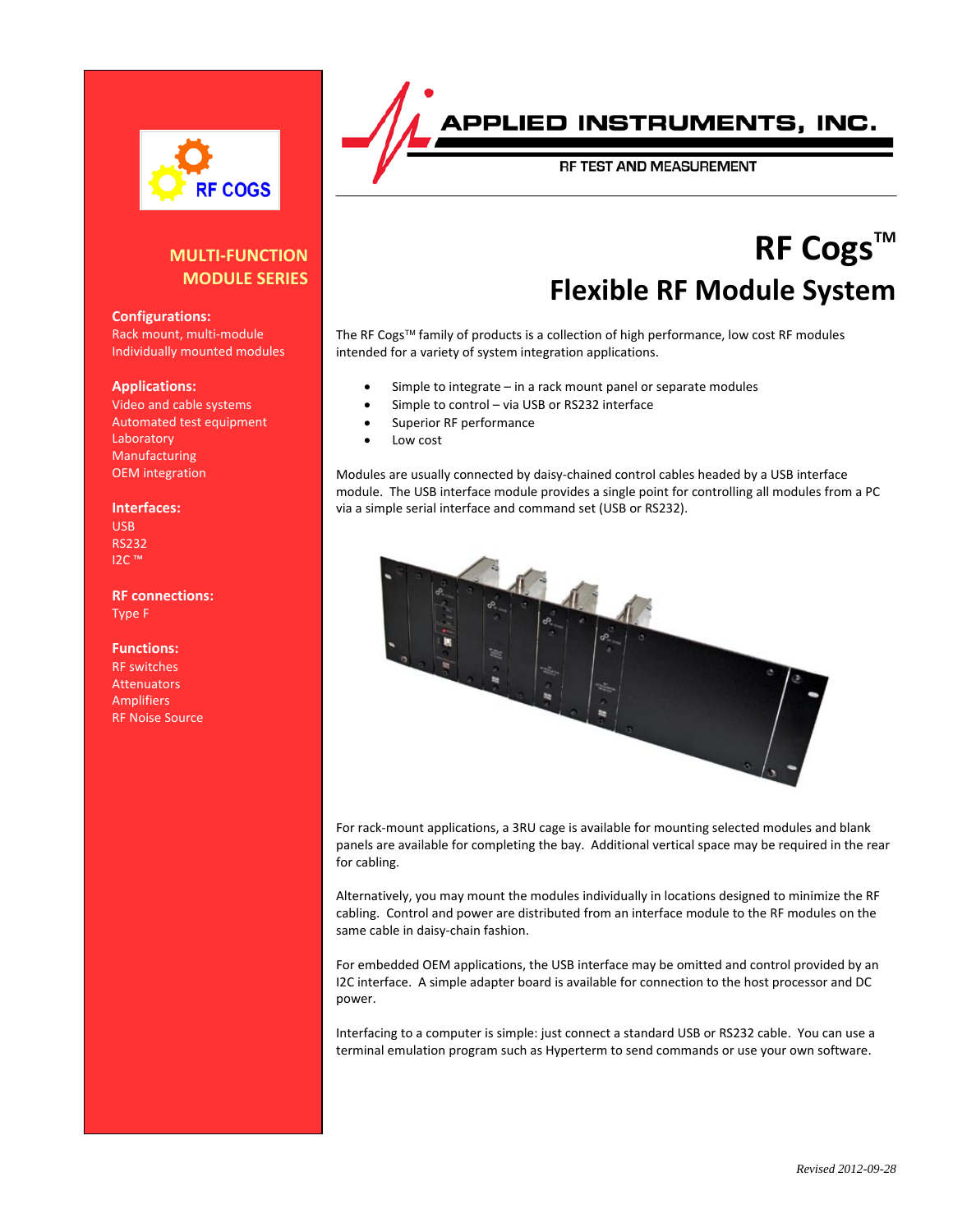RF COGS

APPLIED INSTRUMENTS, INC.

RF TEST AND MEASUREMENT

# RF Cogs™

## Flexible RF Module System

**MULTI-FUNCTION MODULE SERIES**

**Configurations:**
Rack mount, multi-module
Individually mounted modules

**Applications:**
Video and cable systems
Automated test equipment
Laboratory
Manufacturing
OEM integration

**Interfaces:**
USB
RS232
I2C ™

**RF connections:**
Type F

**Functions:**
RF switches
Attenuators
Amplifiers
RF Noise Source

The RF Cogs™ family of products is a collection of high performance, low cost RF modules intended for a variety of system integration applications.

- Simple to integrate – in a rack mount panel or separate modules
- Simple to control – via USB or RS232 interface
- Superior RF performance
- Low cost

Modules are usually connected by daisy-chained control cables headed by a USB interface module. The USB interface module provides a single point for controlling all modules from a PC via a simple serial interface and command set (USB or RS232).

For rack-mount applications, a 3RU cage is available for mounting selected modules and blank panels are available for completing the bay. Additional vertical space may be required in the rear for cabling.

Alternatively, you may mount the modules individually in locations designed to minimize the RF cabling. Control and power are distributed from an interface module to the RF modules on the same cable in daisy-chain fashion.

For embedded OEM applications, the USB interface may be omitted and control provided by an I2C interface. A simple adapter board is available for connection to the host processor and DC power.

Interfacing to a computer is simple: just connect a standard USB or RS232 cable. You can use a terminal emulation program such as Hyperterm to send commands or use your own software.

*Revised 2012-09-28*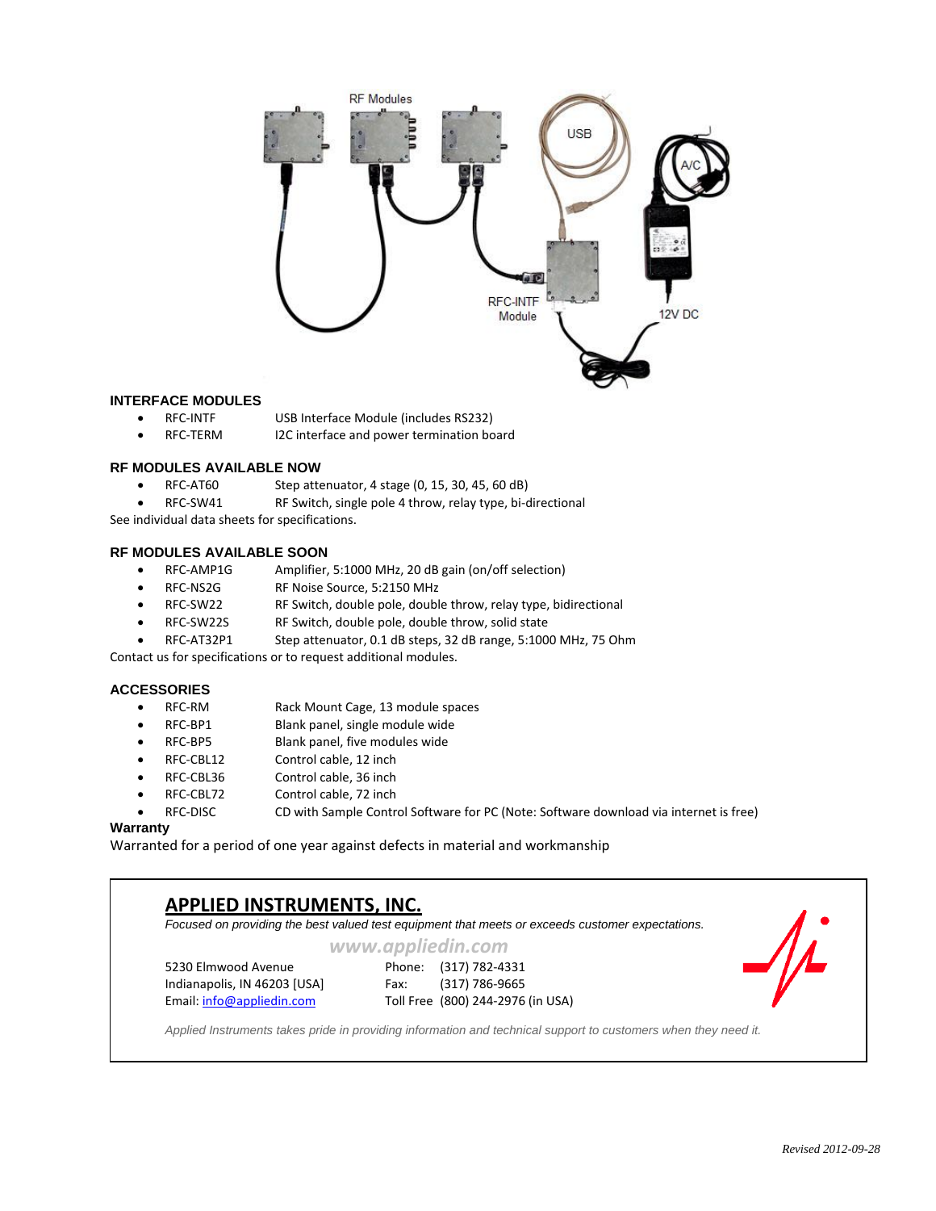## INTERFACE MODULES

- RFC-INTF USB Interface Module (includes RS232)
- RFC-TERM I2C interface and power termination board

## RF MODULES AVAILABLE NOW

- RFC-AT60 Step attenuator, 4 stage (0, 15, 30, 45, 60 dB)
- RFC-SW41 RF Switch, single pole 4 throw, relay type, bi-directional

See individual data sheets for specifications.

## RF MODULES AVAILABLE SOON

- RFC-AMP1G Amplifier, 5:1000 MHz, 20 dB gain (on/off selection)
- RFC-NS2G RF Noise Source, 5:2150 MHz
- RFC-SW22 RF Switch, double pole, double throw, relay type, bidirectional
- RFC-SW22S RF Switch, double pole, double throw, solid state
- RFC-AT32P1 Step attenuator, 0.1 dB steps, 32 dB range, 5:1000 MHz, 75 Ohm

Contact us for specifications or to request additional modules.

## ACCESSORIES

- RFC-RM Rack Mount Cage, 13 module spaces
- RFC-BP1 Blank panel, single module wide
- RFC-BP5 Blank panel, five modules wide
- RFC-CBL12 Control cable, 12 inch
- RFC-CBL36 Control cable, 36 inch
- RFC-CBL72 Control cable, 72 inch
- RFC-DISC CD with Sample Control Software for PC (Note: Software download via internet is free)

**Warranty**

Warranted for a period of one year against defects in material and workmanship

## APPLIED INSTRUMENTS, INC.

*Focused on providing the best valued test equipment that meets or exceeds customer expectations.*

*www.appliedin.com*

5230 Elmwood Avenue
Indianapolis, IN 46203 [USA]
Email: info@appliedin.com

Phone: (317) 782-4331
Fax: (317) 786-9665
Toll Free (800) 244-2976 (in USA)

*Applied Instruments takes pride in providing information and technical support to customers when they need it.*

*Revised 2012-09-28*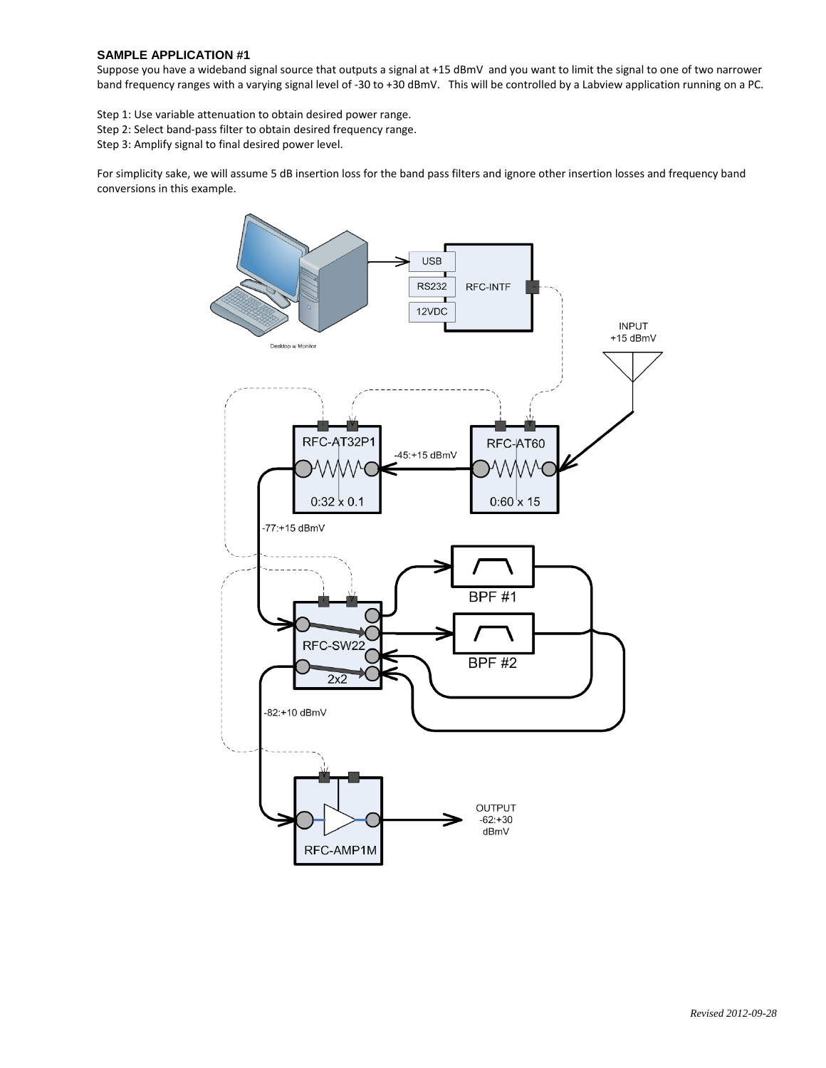**SAMPLE APPLICATION #1**

Suppose you have a wideband signal source that outputs a signal at +15 dBmV and you want to limit the signal to one of two narrower band frequency ranges with a varying signal level of -30 to +30 dBmV. This will be controlled by a Labview application running on a PC.

Step 1: Use variable attenuation to obtain desired power range.
Step 2: Select band-pass filter to obtain desired frequency range.
Step 3: Amplify signal to final desired power level.

For simplicity sake, we will assume 5 dB insertion loss for the band pass filters and ignore other insertion losses and frequency band conversions in this example.

Desktop w Monitor

USB
RS232
12VDC
RFC-INTF

INPUT
+15 dBmV

RFC-AT32P1
0:32 x 0.1

-45:+15 dBmV

RFC-AT60
0:60 x 15

-77:+15 dBmV

BPF #1

BPF #2

RFC-SW22
2x2

-82:+10 dBmV

RFC-AMP1M

OUTPUT
-62:+30
dBmV

*Revised 2012-09-28*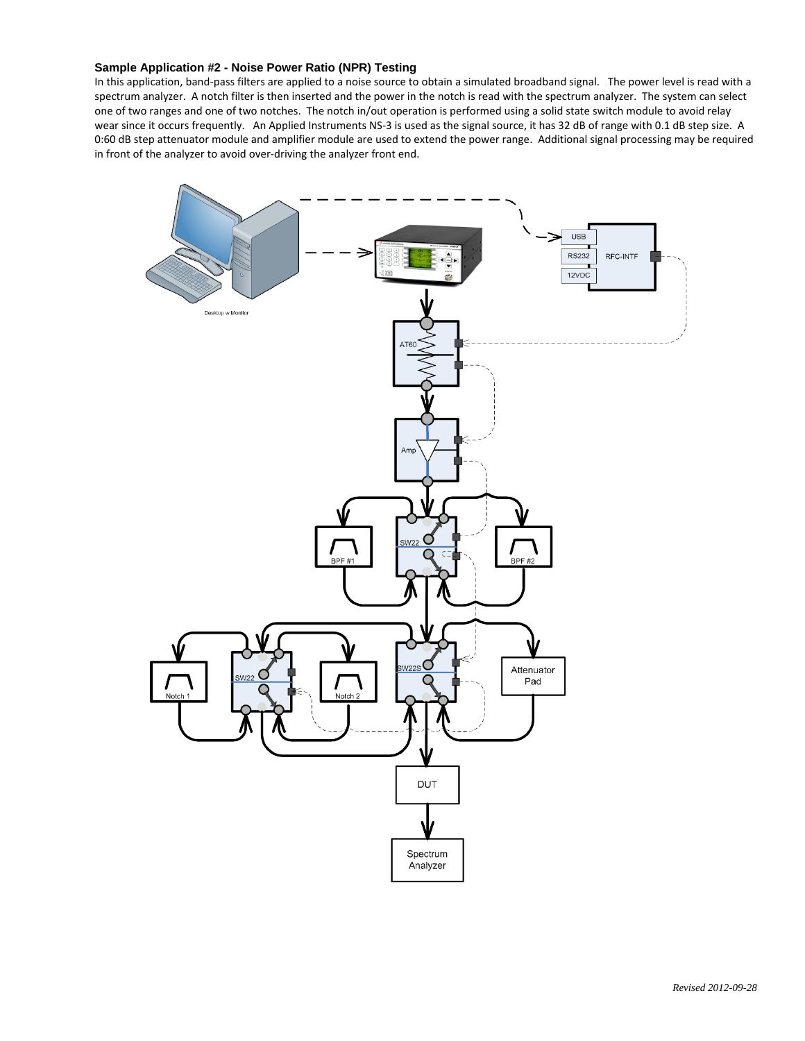### Sample Application #2 - Noise Power Ratio (NPR) Testing

In this application, band-pass filters are applied to a noise source to obtain a simulated broadband signal. The power level is read with a spectrum analyzer. A notch filter is then inserted and the power in the notch is read with the spectrum analyzer. The system can select one of two ranges and one of two notches. The notch in/out operation is performed using a solid state switch module to avoid relay wear since it occurs frequently. An Applied Instruments NS-3 is used as the signal source, it has 32 dB of range with 0.1 dB step size. A 0:60 dB step attenuator module and amplifier module are used to extend the power range. Additional signal processing may be required in front of the analyzer to avoid over-driving the analyzer front end.

Desktop w Monitor

USB

RS232

12VDC

RFC-INTF

AT60

Amp

SW22

BPF #1

BPF #2

SW22

Notch 1

Notch 2

SW22S

Attenuator Pad

DUT

Spectrum Analyzer

*Revised 2012-09-28*